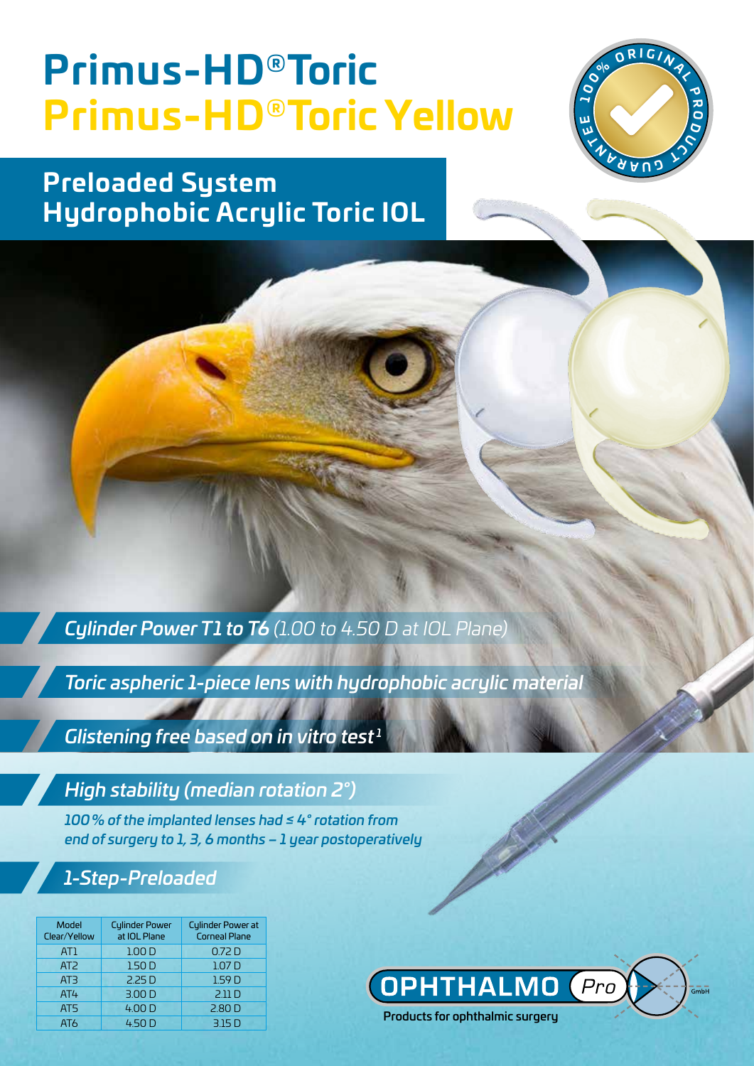# Primus-HD® Toric
# Primus-HD® Toric Yellow

100% ORIGINAL PRODUCT GUARANTEE

## Preloaded System
## Hydrophobic Acrylic Toric IOL

***Cylinder Power T1 to T6*** *(1.00 to 4.50 D at IOL Plane)*

***Toric aspheric 1-piece lens with hydrophobic acrylic material***

***Glistening free based on in vitro test[1]***

***High stability (median rotation 2°)***

***100% of the implanted lenses had ≤ 4° rotation from end of surgery to 1, 3, 6 months – 1 year postoperatively***

***1-Step-Preloaded***

| Model Clear/Yellow | Cylinder Power at IOL Plane | Cylinder Power at Corneal Plane |
|---|---|---|
| AT1 | 1.00 D | 0.72 D |
| AT2 | 1.50 D | 1.07 D |
| AT3 | 2.25 D | 1.59 D |
| AT4 | 3.00 D | 2.11 D |
| AT5 | 4.00 D | 2.80 D |
| AT6 | 4.50 D | 3.15 D |

OPHTHALMO Pro GmbH

Products for ophthalmic surgery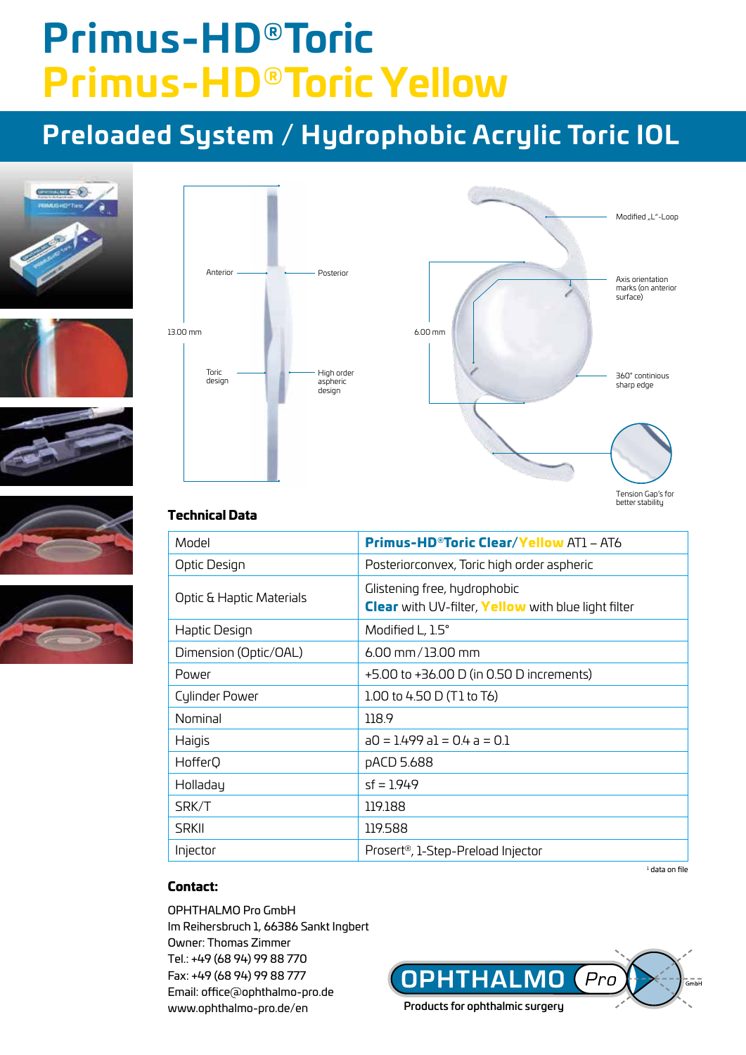# Primus-HD®Toric
# Primus-HD®Toric Yellow

## Preloaded System / Hydrophobic Acrylic Toric IOL

Anterior
Posterior
13.00 mm
Toric design
High order aspheric design

6.00 mm
Modified „L"-Loop
Axis orientation marks (on anterior surface)
360° continious sharp edge
Tension Gap's for better stability

### Technical Data

| | |
|---|---|
| Model | **Primus-HD®Toric Clear/Yellow** AT1 – AT6 |
| Optic Design | Posteriorconvex, Toric high order aspheric |
| Optic & Haptic Materials | Glistening free, hydrophobic<br>**Clear** with UV-filter, **Yellow** with blue light filter |
| Haptic Design | Modified L, 1.5° |
| Dimension (Optic/OAL) | 6.00 mm / 13.00 mm |
| Power | +5.00 to +36.00 D (in 0.50 D increments) |
| Cylinder Power | 1.00 to 4.50 D (T1 to T6) |
| Nominal | 118.9 |
| Haigis | a0 = 1.499 a1 = 0.4 a = 0.1 |
| HofferQ | pACD 5.688 |
| Holladay | sf = 1.949 |
| SRK/T | 119.188 |
| SRKII | 119.588 |
| Injector | Prosert®, 1-Step-Preload Injector |

[1] data on file

### Contact:

OPHTHALMO Pro GmbH
Im Reihersbruch 1, 66386 Sankt Ingbert
Owner: Thomas Zimmer
Tel.: +49 (68 94) 99 88 770
Fax: +49 (68 94) 99 88 777
Email: office@ophthalmo-pro.de
www.ophthalmo-pro.de/en

OPHTHALMO Pro GmbH
Products for ophthalmic surgery